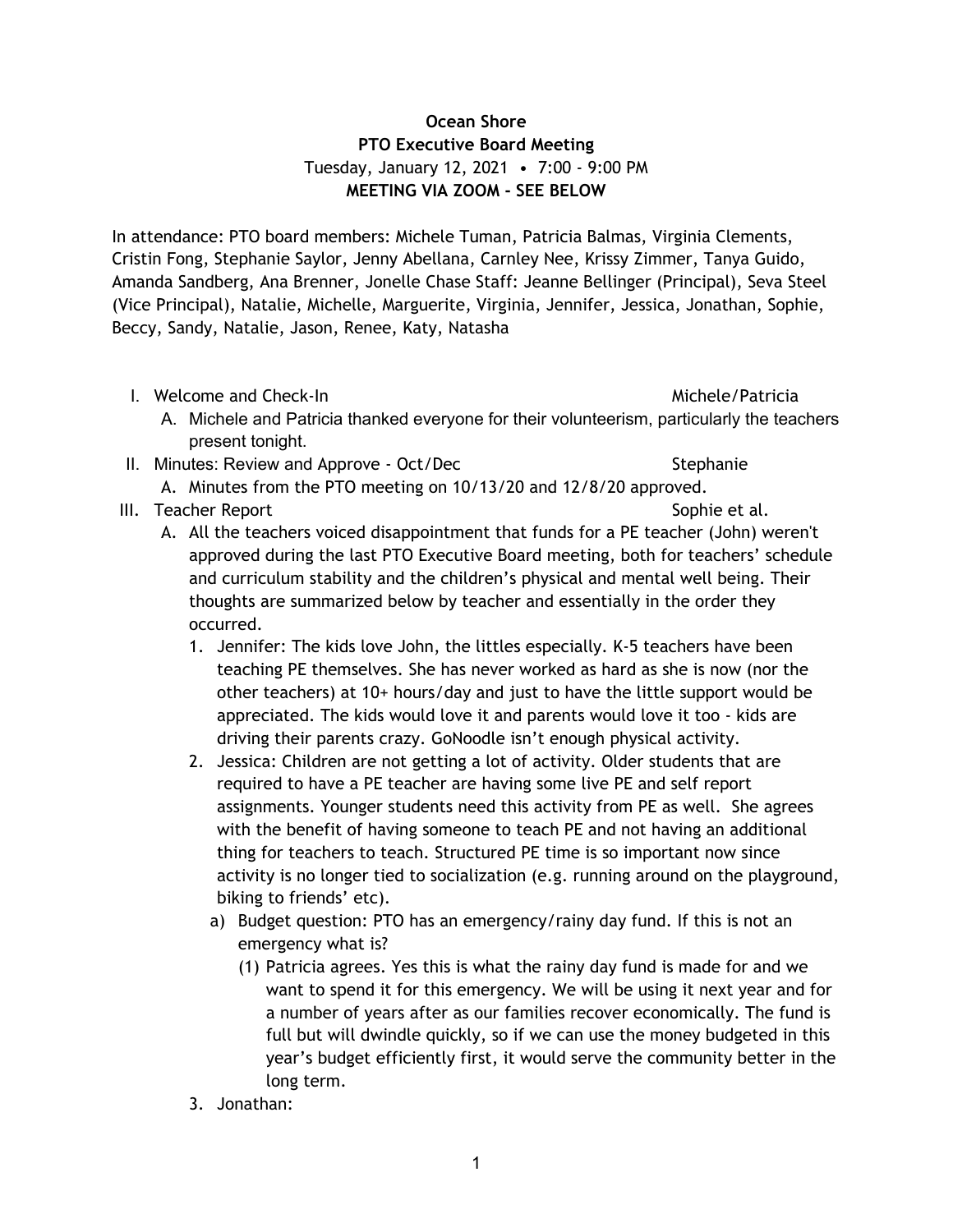**Ocean Shore**
**PTO Executive Board Meeting**
Tuesday, January 12, 2021 • 7:00 - 9:00 PM
**MEETING VIA ZOOM - SEE BELOW**

In attendance: PTO board members: Michele Tuman, Patricia Balmas, Virginia Clements, Cristin Fong, Stephanie Saylor, Jenny Abellana, Carnley Nee, Krissy Zimmer, Tanya Guido, Amanda Sandberg, Ana Brenner, Jonelle Chase Staff: Jeanne Bellinger (Principal), Seva Steel (Vice Principal), Natalie, Michelle, Marguerite, Virginia, Jennifer, Jessica, Jonathan, Sophie, Beccy, Sandy, Natalie, Jason, Renee, Katy, Natasha

I. Welcome and Check-In — Michele/Patricia
   - A. Michele and Patricia thanked everyone for their volunteerism, particularly the teachers present tonight.

II. Minutes: Review and Approve - Oct/Dec — Stephanie
   - A. Minutes from the PTO meeting on 10/13/20 and 12/8/20 approved.

III. Teacher Report — Sophie et al.
   - A. All the teachers voiced disappointment that funds for a PE teacher (John) weren't approved during the last PTO Executive Board meeting, both for teachers' schedule and curriculum stability and the children's physical and mental well being. Their thoughts are summarized below by teacher and essentially in the order they occurred.
     1. Jennifer: The kids love John, the littles especially. K-5 teachers have been teaching PE themselves. She has never worked as hard as she is now (nor the other teachers) at 10+ hours/day and just to have the little support would be appreciated. The kids would love it and parents would love it too - kids are driving their parents crazy. GoNoodle isn't enough physical activity.
     2. Jessica: Children are not getting a lot of activity. Older students that are required to have a PE teacher are having some live PE and self report assignments. Younger students need this activity from PE as well. She agrees with the benefit of having someone to teach PE and not having an additional thing for teachers to teach. Structured PE time is so important now since activity is no longer tied to socialization (e.g. running around on the playground, biking to friends' etc).
        - a) Budget question: PTO has an emergency/rainy day fund. If this is not an emergency what is?
          - (1) Patricia agrees. Yes this is what the rainy day fund is made for and we want to spend it for this emergency. We will be using it next year and for a number of years after as our families recover economically. The fund is full but will dwindle quickly, so if we can use the money budgeted in this year's budget efficiently first, it would serve the community better in the long term.
     3. Jonathan: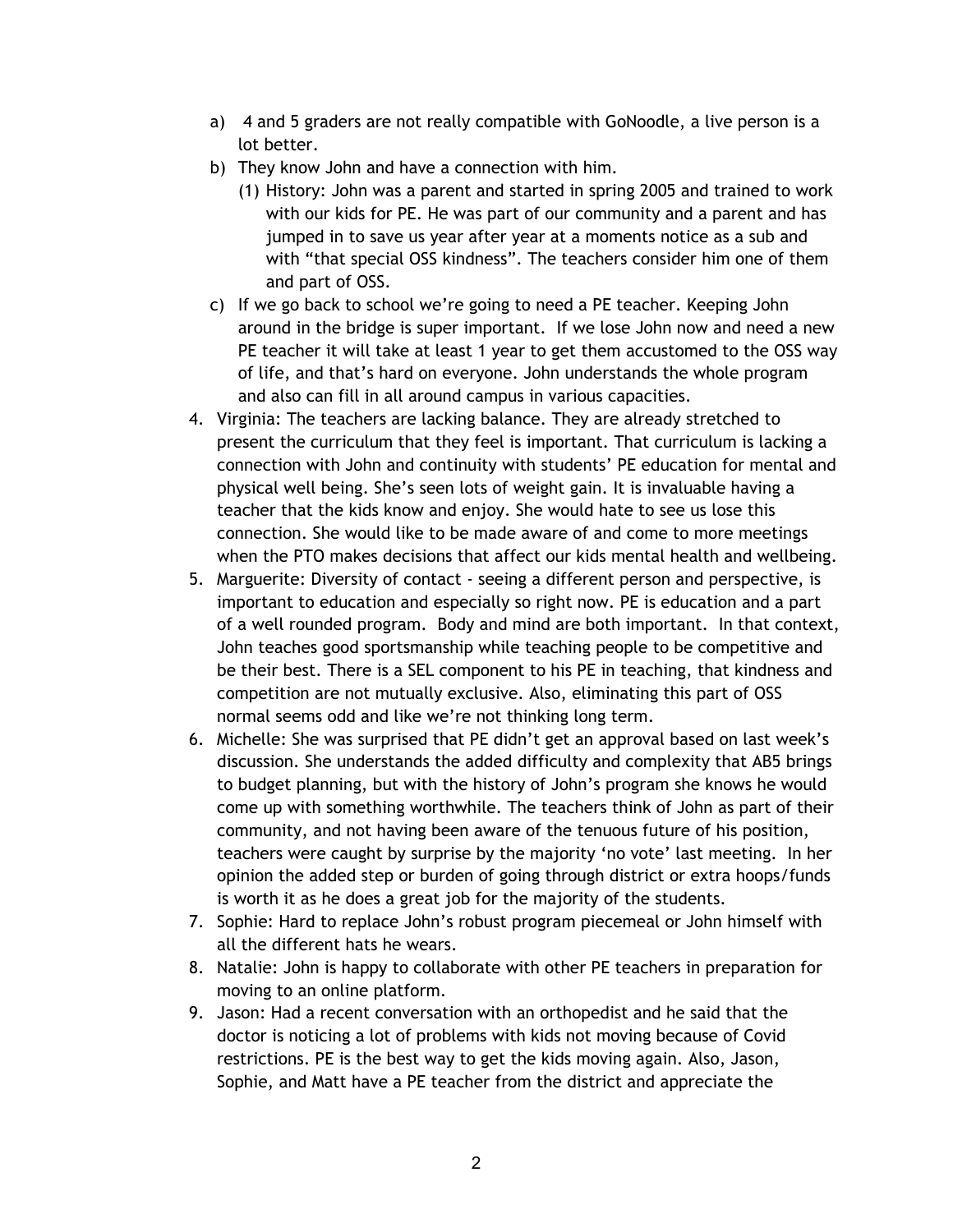a) 4 and 5 graders are not really compatible with GoNoodle, a live person is a lot better.

b) They know John and have a connection with him.

   (1) History: John was a parent and started in spring 2005 and trained to work with our kids for PE. He was part of our community and a parent and has jumped in to save us year after year at a moments notice as a sub and with "that special OSS kindness". The teachers consider him one of them and part of OSS.

c) If we go back to school we're going to need a PE teacher. Keeping John around in the bridge is super important. If we lose John now and need a new PE teacher it will take at least 1 year to get them accustomed to the OSS way of life, and that's hard on everyone. John understands the whole program and also can fill in all around campus in various capacities.

4. Virginia: The teachers are lacking balance. They are already stretched to present the curriculum that they feel is important. That curriculum is lacking a connection with John and continuity with students' PE education for mental and physical well being. She's seen lots of weight gain. It is invaluable having a teacher that the kids know and enjoy. She would hate to see us lose this connection. She would like to be made aware of and come to more meetings when the PTO makes decisions that affect our kids mental health and wellbeing.
5. Marguerite: Diversity of contact - seeing a different person and perspective, is important to education and especially so right now. PE is education and a part of a well rounded program. Body and mind are both important. In that context, John teaches good sportsmanship while teaching people to be competitive and be their best. There is a SEL component to his PE in teaching, that kindness and competition are not mutually exclusive. Also, eliminating this part of OSS normal seems odd and like we're not thinking long term.
6. Michelle: She was surprised that PE didn't get an approval based on last week's discussion. She understands the added difficulty and complexity that AB5 brings to budget planning, but with the history of John's program she knows he would come up with something worthwhile. The teachers think of John as part of their community, and not having been aware of the tenuous future of his position, teachers were caught by surprise by the majority 'no vote' last meeting. In her opinion the added step or burden of going through district or extra hoops/funds is worth it as he does a great job for the majority of the students.
7. Sophie: Hard to replace John's robust program piecemeal or John himself with all the different hats he wears.
8. Natalie: John is happy to collaborate with other PE teachers in preparation for moving to an online platform.
9. Jason: Had a recent conversation with an orthopedist and he said that the doctor is noticing a lot of problems with kids not moving because of Covid restrictions. PE is the best way to get the kids moving again. Also, Jason, Sophie, and Matt have a PE teacher from the district and appreciate the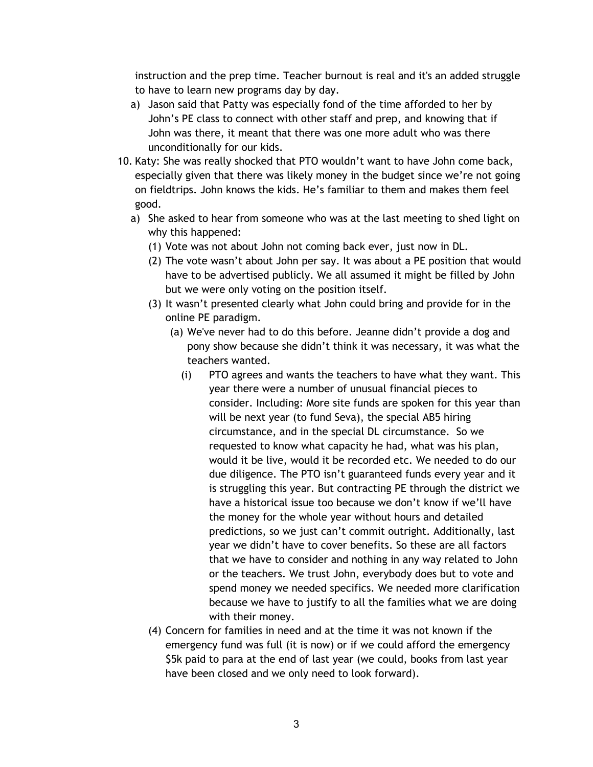instruction and the prep time. Teacher burnout is real and it's an added struggle to have to learn new programs day by day.

   a) Jason said that Patty was especially fond of the time afforded to her by John's PE class to connect with other staff and prep, and knowing that if John was there, it meant that there was one more adult who was there unconditionally for our kids.

10. Katy: She was really shocked that PTO wouldn't want to have John come back, especially given that there was likely money in the budget since we're not going on fieldtrips. John knows the kids. He's familiar to them and makes them feel good.
    a) She asked to hear from someone who was at the last meeting to shed light on why this happened:
       (1) Vote was not about John not coming back ever, just now in DL.
       (2) The vote wasn't about John per say. It was about a PE position that would have to be advertised publicly. We all assumed it might be filled by John but we were only voting on the position itself.
       (3) It wasn't presented clearly what John could bring and provide for in the online PE paradigm.
          (a) We've never had to do this before. Jeanne didn't provide a dog and pony show because she didn't think it was necessary, it was what the teachers wanted.
             (i) PTO agrees and wants the teachers to have what they want. This year there were a number of unusual financial pieces to consider. Including: More site funds are spoken for this year than will be next year (to fund Seva), the special AB5 hiring circumstance, and in the special DL circumstance. So we requested to know what capacity he had, what was his plan, would it be live, would it be recorded etc. We needed to do our due diligence. The PTO isn't guaranteed funds every year and it is struggling this year. But contracting PE through the district we have a historical issue too because we don't know if we'll have the money for the whole year without hours and detailed predictions, so we just can't commit outright. Additionally, last year we didn't have to cover benefits. So these are all factors that we have to consider and nothing in any way related to John or the teachers. We trust John, everybody does but to vote and spend money we needed specifics. We needed more clarification because we have to justify to all the families what we are doing with their money.
       (4) Concern for families in need and at the time it was not known if the emergency fund was full (it is now) or if we could afford the emergency $5k paid to para at the end of last year (we could, books from last year have been closed and we only need to look forward).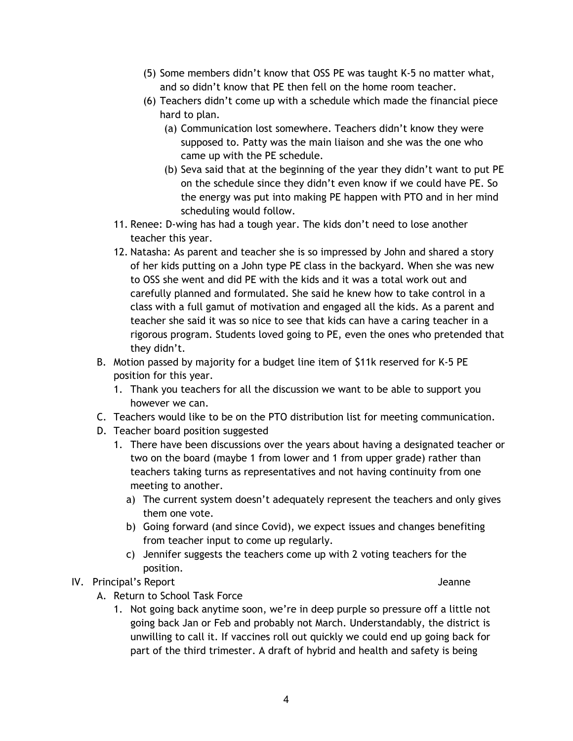(5) Some members didn't know that OSS PE was taught K-5 no matter what, and so didn't know that PE then fell on the home room teacher.

(6) Teachers didn't come up with a schedule which made the financial piece hard to plan.

   (a) Communication lost somewhere. Teachers didn't know they were supposed to. Patty was the main liaison and she was the one who came up with the PE schedule.

   (b) Seva said that at the beginning of the year they didn't want to put PE on the schedule since they didn't even know if we could have PE. So the energy was put into making PE happen with PTO and in her mind scheduling would follow.

11. Renee: D-wing has had a tough year. The kids don't need to lose another teacher this year.
12. Natasha: As parent and teacher she is so impressed by John and shared a story of her kids putting on a John type PE class in the backyard. When she was new to OSS she went and did PE with the kids and it was a total work out and carefully planned and formulated. She said he knew how to take control in a class with a full gamut of motivation and engaged all the kids. As a parent and teacher she said it was so nice to see that kids can have a caring teacher in a rigorous program. Students loved going to PE, even the ones who pretended that they didn't.

B. Motion passed by majority for a budget line item of $11k reserved for K-5 PE position for this year.

   1. Thank you teachers for all the discussion we want to be able to support you however we can.

C. Teachers would like to be on the PTO distribution list for meeting communication.

D. Teacher board position suggested

   1. There have been discussions over the years about having a designated teacher or two on the board (maybe 1 from lower and 1 from upper grade) rather than teachers taking turns as representatives and not having continuity from one meeting to another.

      a) The current system doesn't adequately represent the teachers and only gives them one vote.

      b) Going forward (and since Covid), we expect issues and changes benefiting from teacher input to come up regularly.

      c) Jennifer suggests the teachers come up with 2 voting teachers for the position.

IV. Principal's Report — Jeanne

A. Return to School Task Force

   1. Not going back anytime soon, we're in deep purple so pressure off a little not going back Jan or Feb and probably not March. Understandably, the district is unwilling to call it. If vaccines roll out quickly we could end up going back for part of the third trimester. A draft of hybrid and health and safety is being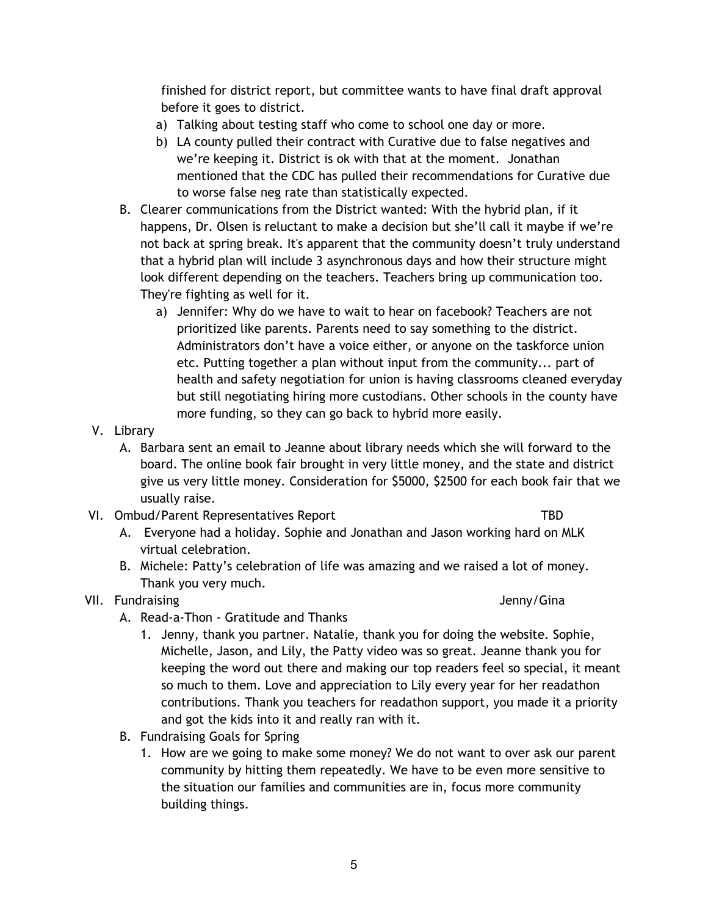finished for district report, but committee wants to have final draft approval before it goes to district.

   a) Talking about testing staff who come to school one day or more.
   b) LA county pulled their contract with Curative due to false negatives and we're keeping it. District is ok with that at the moment. Jonathan mentioned that the CDC has pulled their recommendations for Curative due to worse false neg rate than statistically expected.

B. Clearer communications from the District wanted: With the hybrid plan, if it happens, Dr. Olsen is reluctant to make a decision but she'll call it maybe if we're not back at spring break. It's apparent that the community doesn't truly understand that a hybrid plan will include 3 asynchronous days and how their structure might look different depending on the teachers. Teachers bring up communication too. They're fighting as well for it.

   a) Jennifer: Why do we have to wait to hear on facebook? Teachers are not prioritized like parents. Parents need to say something to the district. Administrators don't have a voice either, or anyone on the taskforce union etc. Putting together a plan without input from the community... part of health and safety negotiation for union is having classrooms cleaned everyday but still negotiating hiring more custodians. Other schools in the county have more funding, so they can go back to hybrid more easily.

V. Library

   A. Barbara sent an email to Jeanne about library needs which she will forward to the board. The online book fair brought in very little money, and the state and district give us very little money. Consideration for $5000, $2500 for each book fair that we usually raise.

VI. Ombud/Parent Representatives Report — TBD

   A. Everyone had a holiday. Sophie and Jonathan and Jason working hard on MLK virtual celebration.
   B. Michele: Patty's celebration of life was amazing and we raised a lot of money. Thank you very much.

VII. Fundraising — Jenny/Gina

   A. Read-a-Thon - Gratitude and Thanks
      1. Jenny, thank you partner. Natalie, thank you for doing the website. Sophie, Michelle, Jason, and Lily, the Patty video was so great. Jeanne thank you for keeping the word out there and making our top readers feel so special, it meant so much to them. Love and appreciation to Lily every year for her readathon contributions. Thank you teachers for readathon support, you made it a priority and got the kids into it and really ran with it.
   B. Fundraising Goals for Spring
      1. How are we going to make some money? We do not want to over ask our parent community by hitting them repeatedly. We have to be even more sensitive to the situation our families and communities are in, focus more community building things.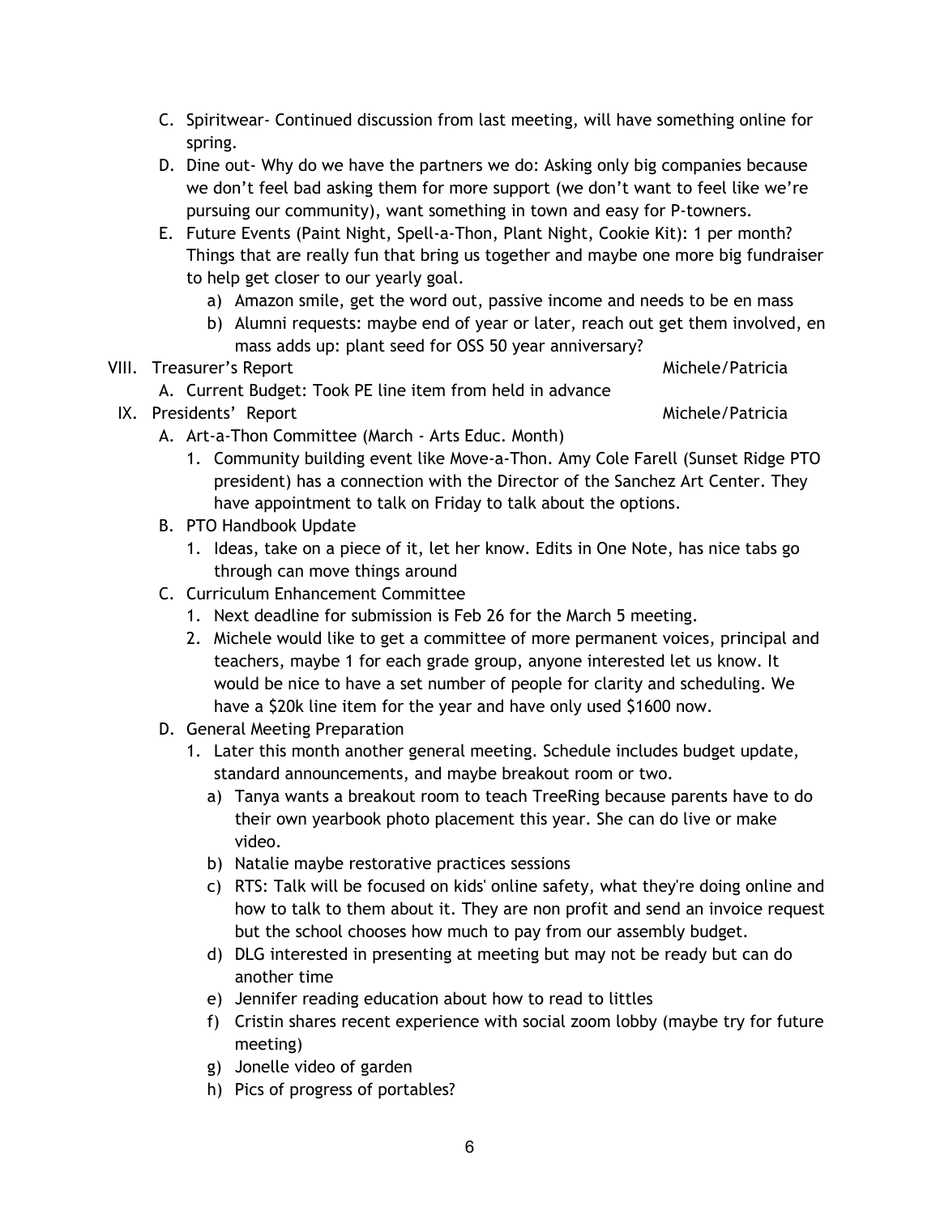C. Spiritwear- Continued discussion from last meeting, will have something online for spring.

D. Dine out- Why do we have the partners we do: Asking only big companies because we don't feel bad asking them for more support (we don't want to feel like we're pursuing our community), want something in town and easy for P-towners.

E. Future Events (Paint Night, Spell-a-Thon, Plant Night, Cookie Kit): 1 per month? Things that are really fun that bring us together and maybe one more big fundraiser to help get closer to our yearly goal.

   a) Amazon smile, get the word out, passive income and needs to be en mass

   b) Alumni requests: maybe end of year or later, reach out get them involved, en mass adds up: plant seed for OSS 50 year anniversary?

VIII. Treasurer's Report — Michele/Patricia

   A. Current Budget: Took PE line item from held in advance

IX. Presidents' Report — Michele/Patricia

   A. Art-a-Thon Committee (March - Arts Educ. Month)

      1. Community building event like Move-a-Thon. Amy Cole Farell (Sunset Ridge PTO president) has a connection with the Director of the Sanchez Art Center. They have appointment to talk on Friday to talk about the options.

   B. PTO Handbook Update

      1. Ideas, take on a piece of it, let her know. Edits in One Note, has nice tabs go through can move things around

   C. Curriculum Enhancement Committee

      1. Next deadline for submission is Feb 26 for the March 5 meeting.

      2. Michele would like to get a committee of more permanent voices, principal and teachers, maybe 1 for each grade group, anyone interested let us know. It would be nice to have a set number of people for clarity and scheduling. We have a $20k line item for the year and have only used $1600 now.

   D. General Meeting Preparation

      1. Later this month another general meeting. Schedule includes budget update, standard announcements, and maybe breakout room or two.

         a) Tanya wants a breakout room to teach TreeRing because parents have to do their own yearbook photo placement this year. She can do live or make video.

         b) Natalie maybe restorative practices sessions

         c) RTS: Talk will be focused on kids' online safety, what they're doing online and how to talk to them about it. They are non profit and send an invoice request but the school chooses how much to pay from our assembly budget.

         d) DLG interested in presenting at meeting but may not be ready but can do another time

         e) Jennifer reading education about how to read to littles

         f) Cristin shares recent experience with social zoom lobby (maybe try for future meeting)

         g) Jonelle video of garden

         h) Pics of progress of portables?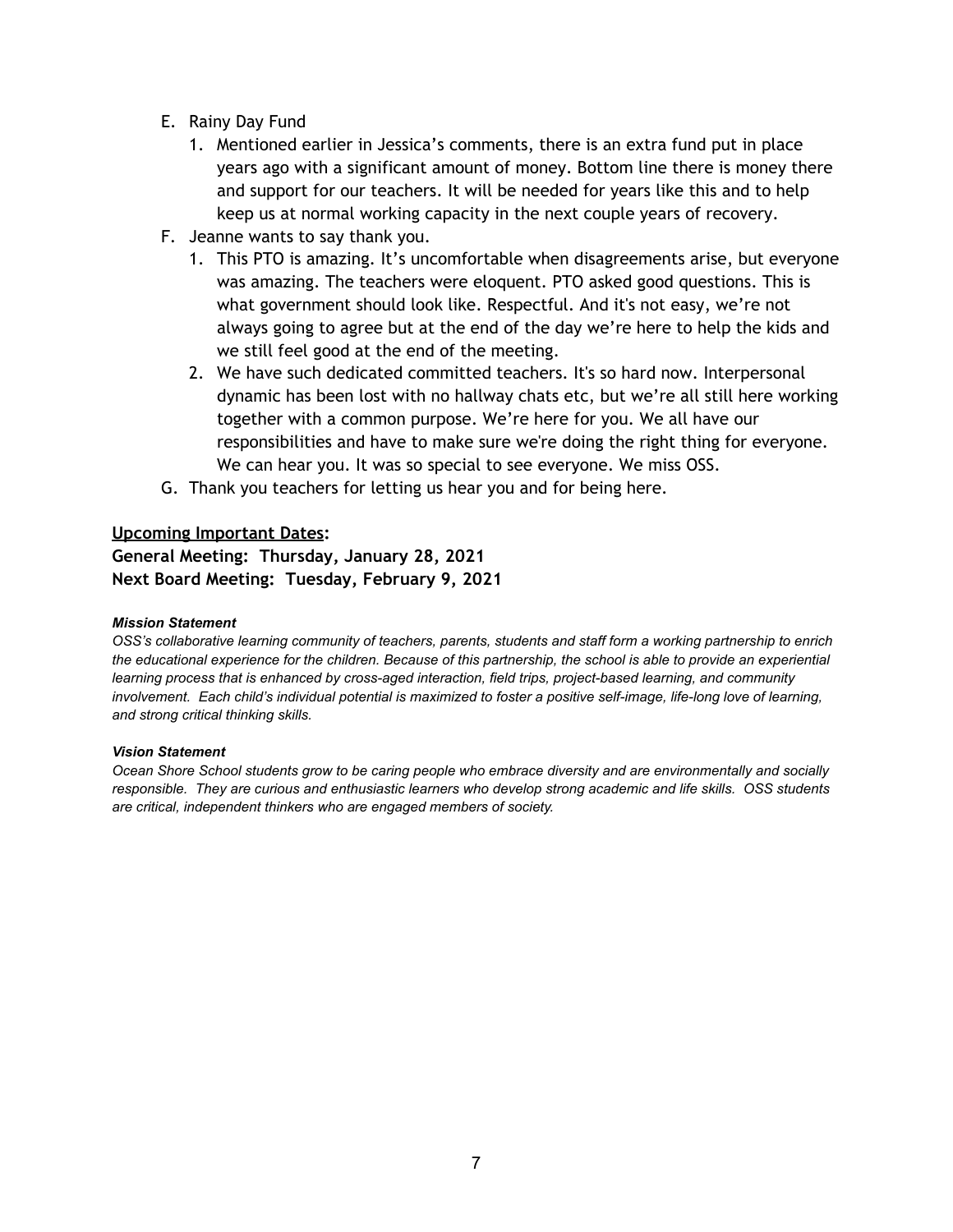E. Rainy Day Fund
   1. Mentioned earlier in Jessica's comments, there is an extra fund put in place years ago with a significant amount of money. Bottom line there is money there and support for our teachers. It will be needed for years like this and to help keep us at normal working capacity in the next couple years of recovery.

F. Jeanne wants to say thank you.
   1. This PTO is amazing. It's uncomfortable when disagreements arise, but everyone was amazing. The teachers were eloquent. PTO asked good questions. This is what government should look like. Respectful. And it's not easy, we're not always going to agree but at the end of the day we're here to help the kids and we still feel good at the end of the meeting.
   2. We have such dedicated committed teachers. It's so hard now. Interpersonal dynamic has been lost with no hallway chats etc, but we're all still here working together with a common purpose. We're here for you. We all have our responsibilities and have to make sure we're doing the right thing for everyone. We can hear you. It was so special to see everyone. We miss OSS.

G. Thank you teachers for letting us hear you and for being here.

**Upcoming Important Dates:**

**General Meeting: Thursday, January 28, 2021**

**Next Board Meeting: Tuesday, February 9, 2021**

***Mission Statement***

*OSS's collaborative learning community of teachers, parents, students and staff form a working partnership to enrich the educational experience for the children. Because of this partnership, the school is able to provide an experiential learning process that is enhanced by cross-aged interaction, field trips, project-based learning, and community involvement. Each child's individual potential is maximized to foster a positive self-image, life-long love of learning, and strong critical thinking skills.*

***Vision Statement***

*Ocean Shore School students grow to be caring people who embrace diversity and are environmentally and socially responsible. They are curious and enthusiastic learners who develop strong academic and life skills. OSS students are critical, independent thinkers who are engaged members of society.*